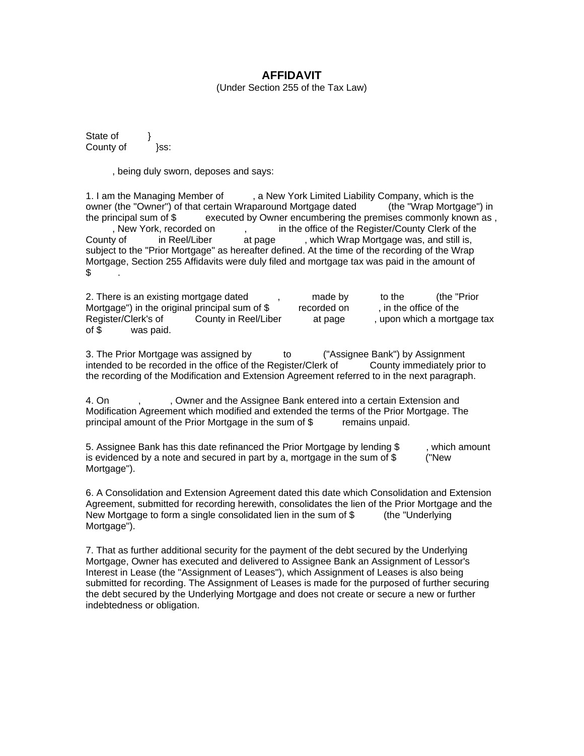# AFFIDAVIT

(Under Section 255 of the Tax Law)

State of }
County of }ss:

, being duly sworn, deposes and says:

1. I am the Managing Member of , a New York Limited Liability Company, which is the owner (the "Owner") of that certain Wraparound Mortgage dated (the "Wrap Mortgage") in the principal sum of $ executed by Owner encumbering the premises commonly known as , , New York, recorded on , in the office of the Register/County Clerk of the County of in Reel/Liber at page , which Wrap Mortgage was, and still is, subject to the "Prior Mortgage" as hereafter defined. At the time of the recording of the Wrap Mortgage, Section 255 Affidavits were duly filed and mortgage tax was paid in the amount of $ .

2. There is an existing mortgage dated , made by to the (the "Prior Mortgage") in the original principal sum of $ recorded on , in the office of the Register/Clerk's of County in Reel/Liber at page , upon which a mortgage tax of $ was paid.

3. The Prior Mortgage was assigned by to ("Assignee Bank") by Assignment intended to be recorded in the office of the Register/Clerk of County immediately prior to the recording of the Modification and Extension Agreement referred to in the next paragraph.

4. On , , Owner and the Assignee Bank entered into a certain Extension and Modification Agreement which modified and extended the terms of the Prior Mortgage. The principal amount of the Prior Mortgage in the sum of $ remains unpaid.

5. Assignee Bank has this date refinanced the Prior Mortgage by lending $ , which amount is evidenced by a note and secured in part by a, mortgage in the sum of $ ("New Mortgage").

6. A Consolidation and Extension Agreement dated this date which Consolidation and Extension Agreement, submitted for recording herewith, consolidates the lien of the Prior Mortgage and the New Mortgage to form a single consolidated lien in the sum of $ (the "Underlying Mortgage").

7. That as further additional security for the payment of the debt secured by the Underlying Mortgage, Owner has executed and delivered to Assignee Bank an Assignment of Lessor's Interest in Lease (the "Assignment of Leases"), which Assignment of Leases is also being submitted for recording. The Assignment of Leases is made for the purposed of further securing the debt secured by the Underlying Mortgage and does not create or secure a new or further indebtedness or obligation.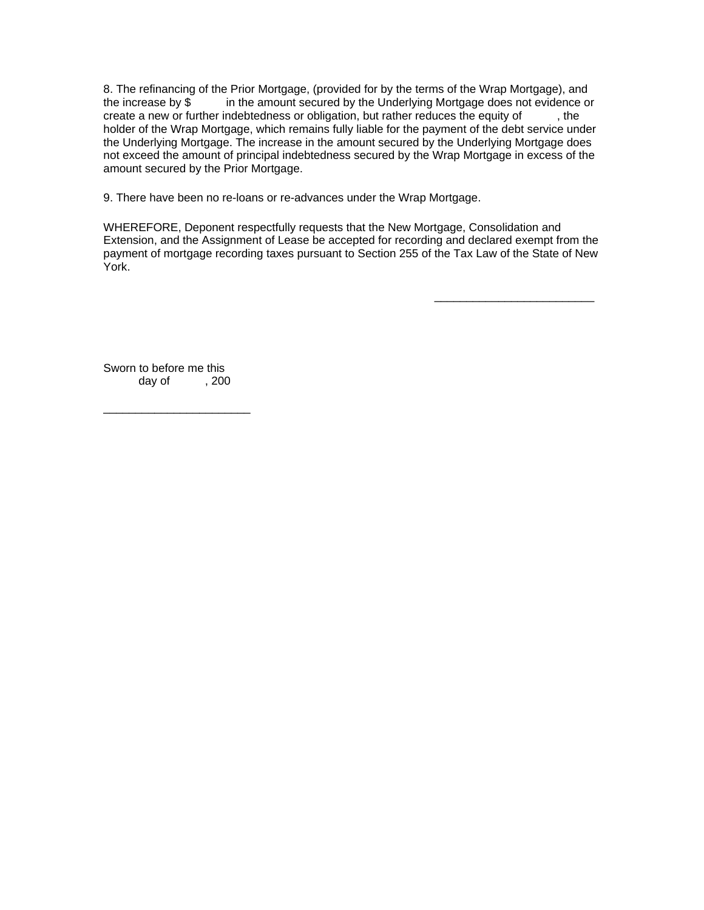8. The refinancing of the Prior Mortgage, (provided for by the terms of the Wrap Mortgage), and the increase by $ in the amount secured by the Underlying Mortgage does not evidence or create a new or further indebtedness or obligation, but rather reduces the equity of , the holder of the Wrap Mortgage, which remains fully liable for the payment of the debt service under the Underlying Mortgage. The increase in the amount secured by the Underlying Mortgage does not exceed the amount of principal indebtedness secured by the Wrap Mortgage in excess of the amount secured by the Prior Mortgage.

9. There have been no re-loans or re-advances under the Wrap Mortgage.

WHEREFORE, Deponent respectfully requests that the New Mortgage, Consolidation and Extension, and the Assignment of Lease be accepted for recording and declared exempt from the payment of mortgage recording taxes pursuant to Section 255 of the Tax Law of the State of New York.

\_\_\_\_\_\_\_\_\_\_\_\_\_\_\_\_\_\_\_\_\_\_\_\_\_\_

Sworn to before me this
day of , 200

\_\_\_\_\_\_\_\_\_\_\_\_\_\_\_\_\_\_\_\_\_\_\_\_